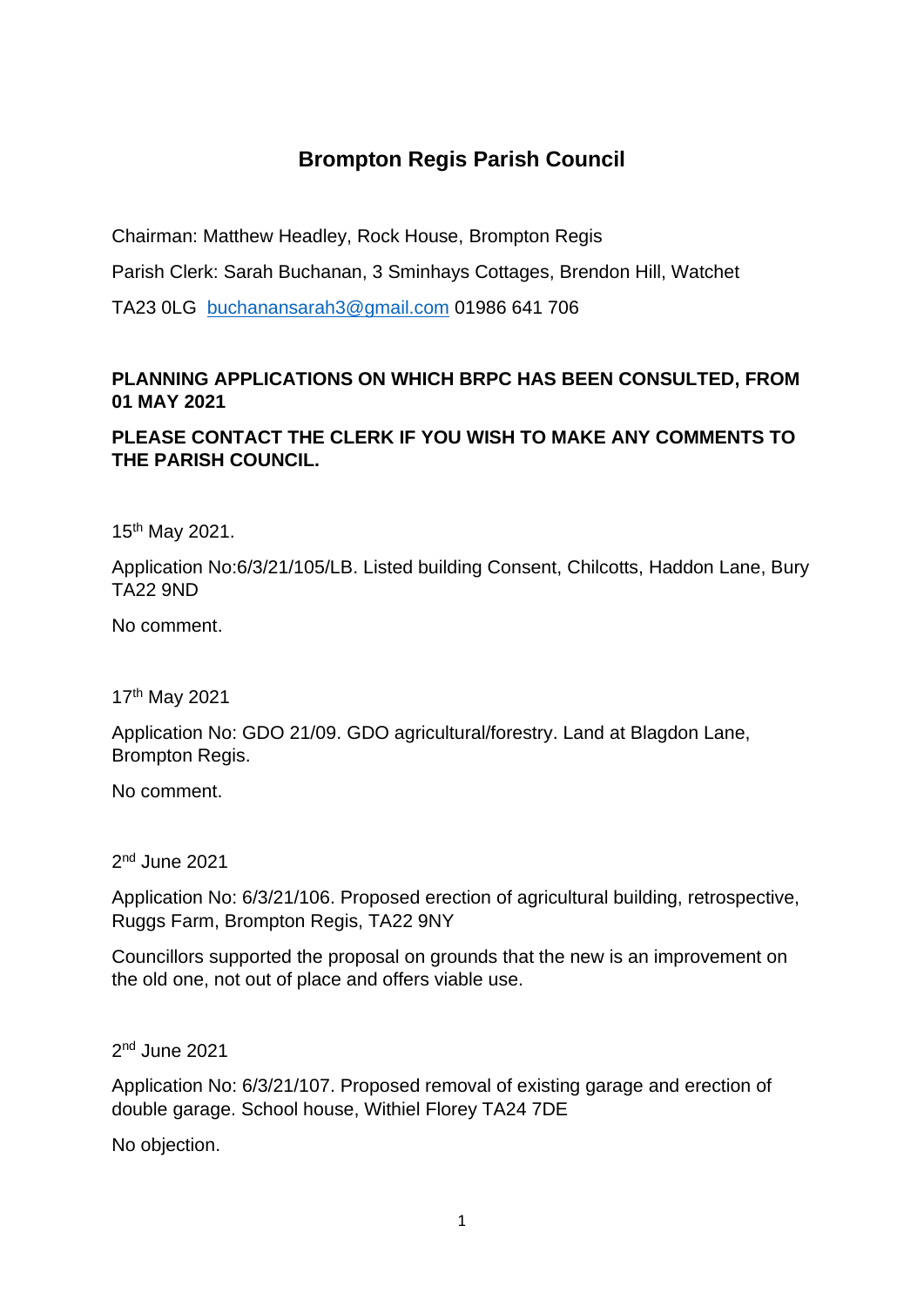# Brompton Regis Parish Council

Chairman: Matthew Headley, Rock House, Brompton Regis

Parish Clerk: Sarah Buchanan, 3 Sminhays Cottages, Brendon Hill, Watchet

TA23 0LG buchanansarah3@gmail.com 01986 641 706

**PLANNING APPLICATIONS ON WHICH BRPC HAS BEEN CONSULTED, FROM 01 MAY 2021**

**PLEASE CONTACT THE CLERK IF YOU WISH TO MAKE ANY COMMENTS TO THE PARISH COUNCIL.**

15th May 2021.

Application No:6/3/21/105/LB. Listed building Consent, Chilcotts, Haddon Lane, Bury TA22 9ND

No comment.

17th May 2021

Application No: GDO 21/09. GDO agricultural/forestry. Land at Blagdon Lane, Brompton Regis.

No comment.

2nd June 2021

Application No: 6/3/21/106. Proposed erection of agricultural building, retrospective, Ruggs Farm, Brompton Regis, TA22 9NY

Councillors supported the proposal on grounds that the new is an improvement on the old one, not out of place and offers viable use.

2nd June 2021

Application No: 6/3/21/107. Proposed removal of existing garage and erection of double garage. School house, Withiel Florey TA24 7DE

No objection.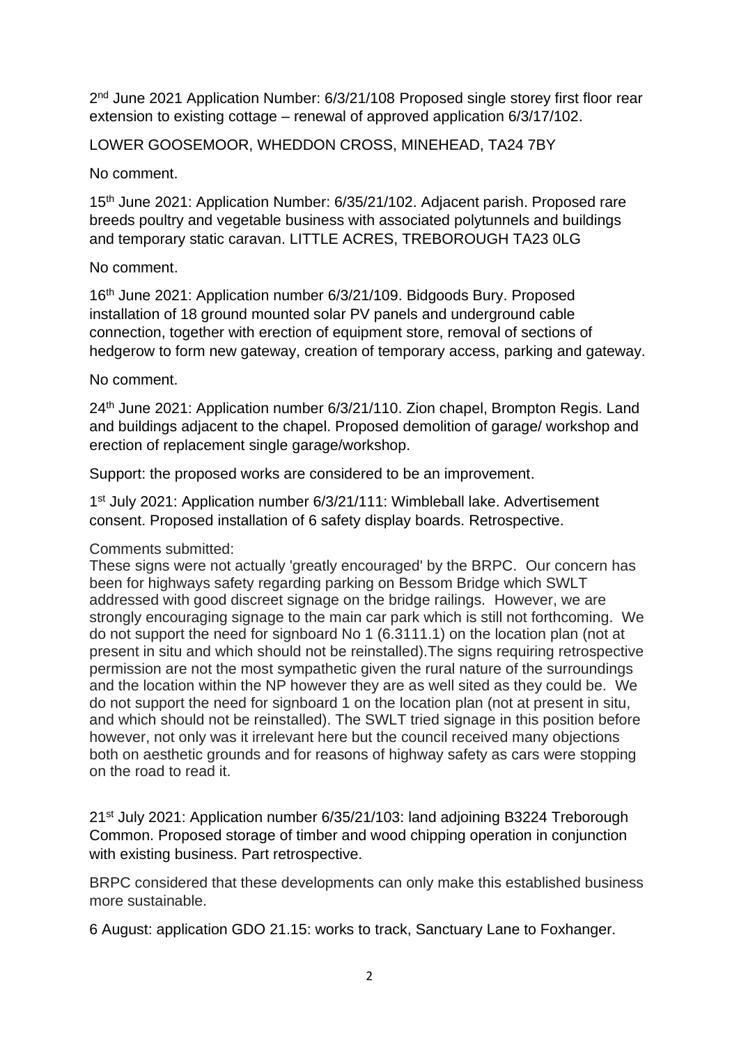2nd June 2021 Application Number: 6/3/21/108 Proposed single storey first floor rear extension to existing cottage – renewal of approved application 6/3/17/102.

LOWER GOOSEMOOR, WHEDDON CROSS, MINEHEAD, TA24 7BY

No comment.

15th June 2021: Application Number: 6/35/21/102. Adjacent parish. Proposed rare breeds poultry and vegetable business with associated polytunnels and buildings and temporary static caravan. LITTLE ACRES, TREBOROUGH TA23 0LG

No comment.

16th June 2021: Application number 6/3/21/109. Bidgoods Bury. Proposed installation of 18 ground mounted solar PV panels and underground cable connection, together with erection of equipment store, removal of sections of hedgerow to form new gateway, creation of temporary access, parking and gateway.

No comment.

24th June 2021: Application number 6/3/21/110. Zion chapel, Brompton Regis. Land and buildings adjacent to the chapel. Proposed demolition of garage/ workshop and erection of replacement single garage/workshop.

Support: the proposed works are considered to be an improvement.

1st July 2021: Application number 6/3/21/111: Wimbleball lake. Advertisement consent. Proposed installation of 6 safety display boards. Retrospective.

Comments submitted:
These signs were not actually 'greatly encouraged' by the BRPC. Our concern has been for highways safety regarding parking on Bessom Bridge which SWLT addressed with good discreet signage on the bridge railings. However, we are strongly encouraging signage to the main car park which is still not forthcoming. We do not support the need for signboard No 1 (6.3111.1) on the location plan (not at present in situ and which should not be reinstalled).The signs requiring retrospective permission are not the most sympathetic given the rural nature of the surroundings and the location within the NP however they are as well sited as they could be. We do not support the need for signboard 1 on the location plan (not at present in situ, and which should not be reinstalled). The SWLT tried signage in this position before however, not only was it irrelevant here but the council received many objections both on aesthetic grounds and for reasons of highway safety as cars were stopping on the road to read it.

21st July 2021: Application number 6/35/21/103: land adjoining B3224 Treborough Common. Proposed storage of timber and wood chipping operation in conjunction with existing business. Part retrospective.

BRPC considered that these developments can only make this established business more sustainable.

6 August: application GDO 21.15: works to track, Sanctuary Lane to Foxhanger.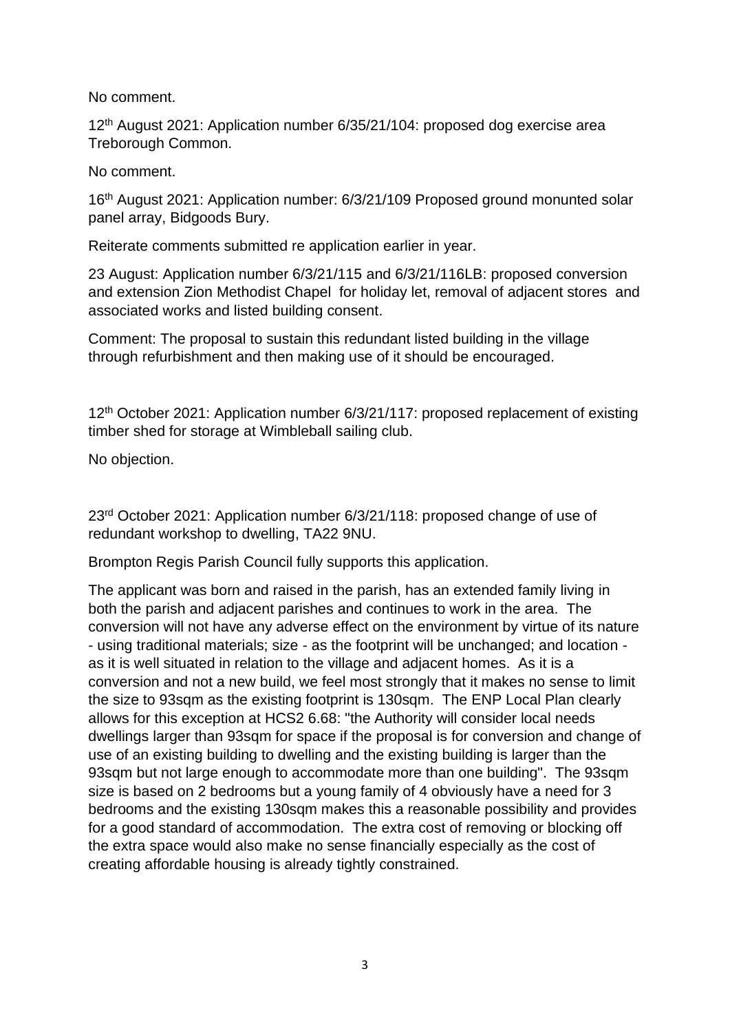No comment.

12th August 2021: Application number 6/35/21/104: proposed dog exercise area Treborough Common.

No comment.

16th August 2021: Application number: 6/3/21/109 Proposed ground monunted solar panel array, Bidgoods Bury.

Reiterate comments submitted re application earlier in year.

23 August: Application number 6/3/21/115 and 6/3/21/116LB: proposed conversion and extension Zion Methodist Chapel for holiday let, removal of adjacent stores and associated works and listed building consent.

Comment: The proposal to sustain this redundant listed building in the village through refurbishment and then making use of it should be encouraged.

12th October 2021: Application number 6/3/21/117: proposed replacement of existing timber shed for storage at Wimbleball sailing club.

No objection.

23rd October 2021: Application number 6/3/21/118: proposed change of use of redundant workshop to dwelling, TA22 9NU.

Brompton Regis Parish Council fully supports this application.

The applicant was born and raised in the parish, has an extended family living in both the parish and adjacent parishes and continues to work in the area. The conversion will not have any adverse effect on the environment by virtue of its nature - using traditional materials; size - as the footprint will be unchanged; and location - as it is well situated in relation to the village and adjacent homes. As it is a conversion and not a new build, we feel most strongly that it makes no sense to limit the size to 93sqm as the existing footprint is 130sqm. The ENP Local Plan clearly allows for this exception at HCS2 6.68: "the Authority will consider local needs dwellings larger than 93sqm for space if the proposal is for conversion and change of use of an existing building to dwelling and the existing building is larger than the 93sqm but not large enough to accommodate more than one building". The 93sqm size is based on 2 bedrooms but a young family of 4 obviously have a need for 3 bedrooms and the existing 130sqm makes this a reasonable possibility and provides for a good standard of accommodation. The extra cost of removing or blocking off the extra space would also make no sense financially especially as the cost of creating affordable housing is already tightly constrained.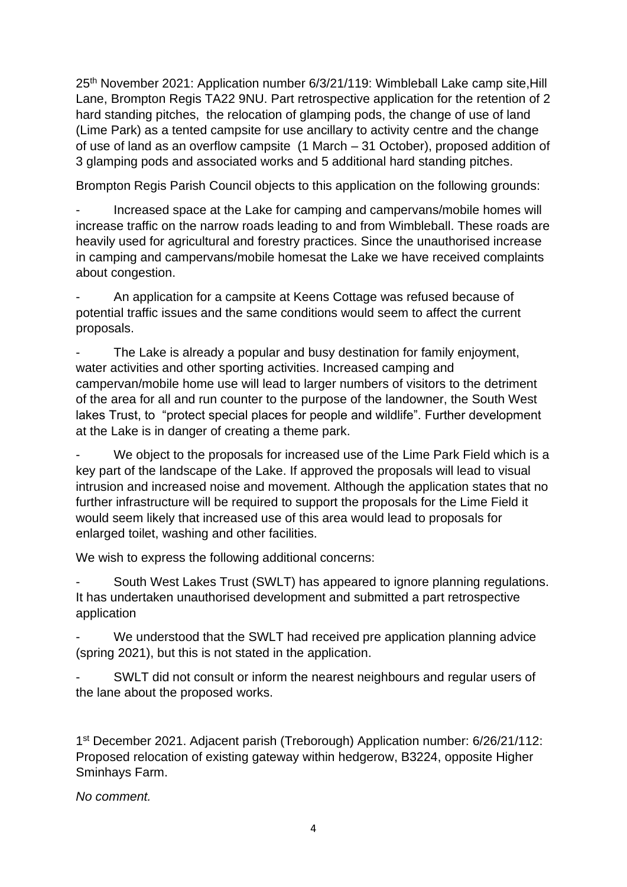25th November 2021: Application number 6/3/21/119: Wimbleball Lake camp site,Hill Lane, Brompton Regis TA22 9NU. Part retrospective application for the retention of 2 hard standing pitches, the relocation of glamping pods, the change of use of land (Lime Park) as a tented campsite for use ancillary to activity centre and the change of use of land as an overflow campsite (1 March – 31 October), proposed addition of 3 glamping pods and associated works and 5 additional hard standing pitches.

Brompton Regis Parish Council objects to this application on the following grounds:

- Increased space at the Lake for camping and campervans/mobile homes will increase traffic on the narrow roads leading to and from Wimbleball. These roads are heavily used for agricultural and forestry practices. Since the unauthorised increase in camping and campervans/mobile homesat the Lake we have received complaints about congestion.
- An application for a campsite at Keens Cottage was refused because of potential traffic issues and the same conditions would seem to affect the current proposals.
- The Lake is already a popular and busy destination for family enjoyment, water activities and other sporting activities. Increased camping and campervan/mobile home use will lead to larger numbers of visitors to the detriment of the area for all and run counter to the purpose of the landowner, the South West lakes Trust, to "protect special places for people and wildlife". Further development at the Lake is in danger of creating a theme park.
- We object to the proposals for increased use of the Lime Park Field which is a key part of the landscape of the Lake. If approved the proposals will lead to visual intrusion and increased noise and movement. Although the application states that no further infrastructure will be required to support the proposals for the Lime Field it would seem likely that increased use of this area would lead to proposals for enlarged toilet, washing and other facilities.

We wish to express the following additional concerns:

- South West Lakes Trust (SWLT) has appeared to ignore planning regulations. It has undertaken unauthorised development and submitted a part retrospective application
- We understood that the SWLT had received pre application planning advice (spring 2021), but this is not stated in the application.
- SWLT did not consult or inform the nearest neighbours and regular users of the lane about the proposed works.

1st December 2021. Adjacent parish (Treborough) Application number: 6/26/21/112: Proposed relocation of existing gateway within hedgerow, B3224, opposite Higher Sminhays Farm.

*No comment.*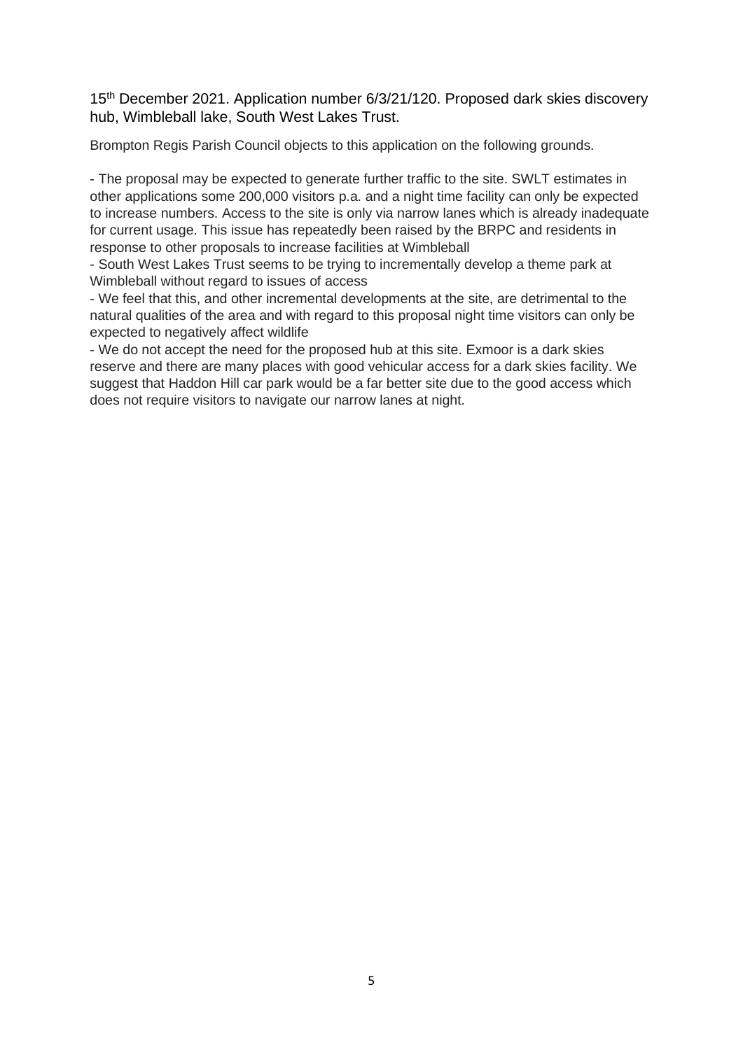15th December 2021. Application number 6/3/21/120. Proposed dark skies discovery hub, Wimbleball lake, South West Lakes Trust.

Brompton Regis Parish Council objects to this application on the following grounds.

- The proposal may be expected to generate further traffic to the site. SWLT estimates in other applications some 200,000 visitors p.a. and a night time facility can only be expected to increase numbers. Access to the site is only via narrow lanes which is already inadequate for current usage. This issue has repeatedly been raised by the BRPC and residents in response to other proposals to increase facilities at Wimbleball
- South West Lakes Trust seems to be trying to incrementally develop a theme park at Wimbleball without regard to issues of access
- We feel that this, and other incremental developments at the site, are detrimental to the natural qualities of the area and with regard to this proposal night time visitors can only be expected to negatively affect wildlife
- We do not accept the need for the proposed hub at this site. Exmoor is a dark skies reserve and there are many places with good vehicular access for a dark skies facility. We suggest that Haddon Hill car park would be a far better site due to the good access which does not require visitors to navigate our narrow lanes at night.